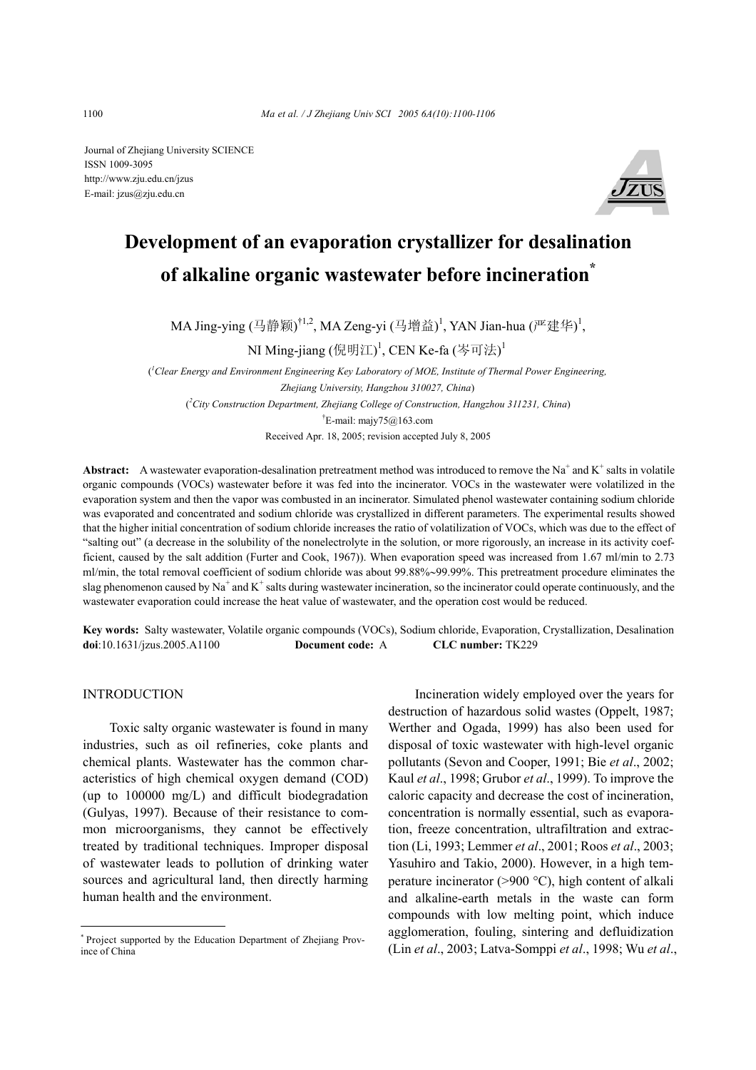Journal of Zhejiang University SCIENCE
ISSN 1009-3095
http://www.zju.edu.cn/jzus
E-mail: jzus@zju.edu.cn

# Development of an evaporation crystallizer for desalination of alkaline organic wastewater before incineration*

MA Jing-ying (马静颖)[†1,2], MA Zeng-yi (马增益)[1], YAN Jian-hua (严建华)[1], NI Ming-jiang (倪明江)[1], CEN Ke-fa (岑可法)[1]

([1]*Clear Energy and Environment Engineering Key Laboratory of MOE, Institute of Thermal Power Engineering, Zhejiang University, Hangzhou 310027, China*)

([2]*City Construction Department, Zhejiang College of Construction, Hangzhou 311231, China*)

[†]E-mail: majy75@163.com

Received Apr. 18, 2005; revision accepted July 8, 2005

**Abstract:** A wastewater evaporation-desalination pretreatment method was introduced to remove the $Na^+$ and $K^+$ salts in volatile organic compounds (VOCs) wastewater before it was fed into the incinerator. VOCs in the wastewater were volatilized in the evaporation system and then the vapor was combusted in an incinerator. Simulated phenol wastewater containing sodium chloride was evaporated and concentrated and sodium chloride was crystallized in different parameters. The experimental results showed that the higher initial concentration of sodium chloride increases the ratio of volatilization of VOCs, which was due to the effect of "salting out" (a decrease in the solubility of the nonelectrolyte in the solution, or more rigorously, an increase in its activity coefficient, caused by the salt addition (Furter and Cook, 1967)). When evaporation speed was increased from 1.67 ml/min to 2.73 ml/min, the total removal coefficient of sodium chloride was about 99.88%~99.99%. This pretreatment procedure eliminates the slag phenomenon caused by $Na^+$ and $K^+$ salts during wastewater incineration, so the incinerator could operate continuously, and the wastewater evaporation could increase the heat value of wastewater, and the operation cost would be reduced.

**Key words:** Salty wastewater, Volatile organic compounds (VOCs), Sodium chloride, Evaporation, Crystallization, Desalination
**doi**:10.1631/jzus.2005.A1100 **Document code:** A **CLC number:** TK229

## INTRODUCTION

Toxic salty organic wastewater is found in many industries, such as oil refineries, coke plants and chemical plants. Wastewater has the common characteristics of high chemical oxygen demand (COD) (up to 100000 mg/L) and difficult biodegradation (Gulyas, 1997). Because of their resistance to common microorganisms, they cannot be effectively treated by traditional techniques. Improper disposal of wastewater leads to pollution of drinking water sources and agricultural land, then directly harming human health and the environment.

Incineration widely employed over the years for destruction of hazardous solid wastes (Oppelt, 1987; Werther and Ogada, 1999) has also been used for disposal of toxic wastewater with high-level organic pollutants (Sevon and Cooper, 1991; Bie *et al*., 2002; Kaul *et al*., 1998; Grubor *et al*., 1999). To improve the caloric capacity and decrease the cost of incineration, concentration is normally essential, such as evaporation, freeze concentration, ultrafiltration and extraction (Li, 1993; Lemmer *et al*., 2001; Roos *et al*., 2003; Yasuhiro and Takio, 2000). However, in a high temperature incinerator (>900 °C), high content of alkali and alkaline-earth metals in the waste can form compounds with low melting point, which induce agglomeration, fouling, sintering and defluidization (Lin *et al*., 2003; Latva-Somppi *et al*., 1998; Wu *et al*.,

* Project supported by the Education Department of Zhejiang Province of China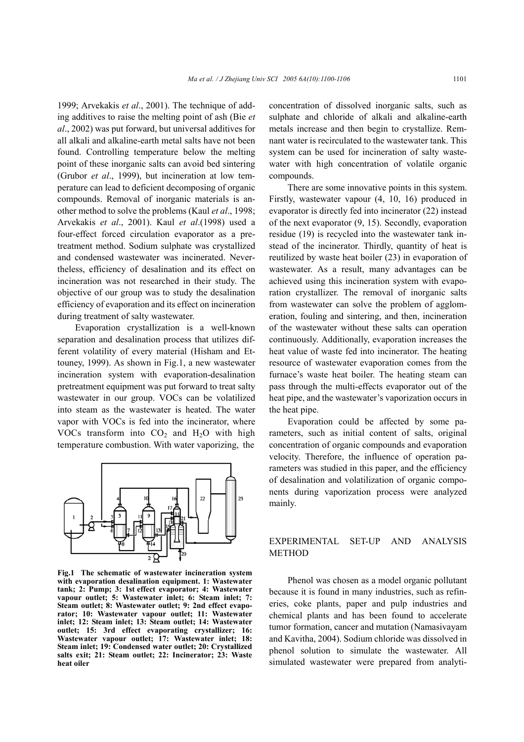1999; Arvekakis *et al*., 2001). The technique of adding additives to raise the melting point of ash (Bie *et al*., 2002) was put forward, but universal additives for all alkali and alkaline-earth metal salts have not been found. Controlling temperature below the melting point of these inorganic salts can avoid bed sintering (Grubor *et al*., 1999), but incineration at low temperature can lead to deficient decomposing of organic compounds. Removal of inorganic materials is another method to solve the problems (Kaul *et al*., 1998; Arvekakis *et al*., 2001). Kaul *et al*.(1998) used a four-effect forced circulation evaporator as a pretreatment method. Sodium sulphate was crystallized and condensed wastewater was incinerated. Nevertheless, efficiency of desalination and its effect on incineration was not researched in their study. The objective of our group was to study the desalination efficiency of evaporation and its effect on incineration during treatment of salty wastewater.

Evaporation crystallization is a well-known separation and desalination process that utilizes different volatility of every material (Hisham and Ettouney, 1999). As shown in Fig.1, a new wastewater incineration system with evaporation-desalination pretreatment equipment was put forward to treat salty wastewater in our group. VOCs can be volatilized into steam as the wastewater is heated. The water vapor with VOCs is fed into the incinerator, where VOCs transform into $CO_2$ and $H_2O$ with high temperature combustion. With water vaporizing, the concentration of dissolved inorganic salts, such as sulphate and chloride of alkali and alkaline-earth metals increase and then begin to crystallize. Remnant water is recirculated to the wastewater tank. This system can be used for incineration of salty wastewater with high concentration of volatile organic compounds.

**Fig.1 The schematic of wastewater incineration system with evaporation desalination equipment. 1: Wastewater tank; 2: Pump; 3: 1st effect evaporator; 4: Wastewater vapour outlet; 5: Wastewater inlet; 6: Steam inlet; 7: Steam outlet; 8: Wastewater outlet; 9: 2nd effect evaporator; 10: Wastewater vapour outlet; 11: Wastewater inlet; 12: Steam inlet; 13: Steam outlet; 14: Wastewater outlet; 15: 3rd effect evaporating crystallizer; 16: Wastewater vapour outlet; 17: Wastewater inlet; 18: Steam inlet; 19: Condensed water outlet; 20: Crystallized salts exit; 21: Steam outlet; 22: Incinerator; 23: Waste heat oiler**

There are some innovative points in this system. Firstly, wastewater vapour (4, 10, 16) produced in evaporator is directly fed into incinerator (22) instead of the next evaporator (9, 15). Secondly, evaporation residue (19) is recycled into the wastewater tank instead of the incinerator. Thirdly, quantity of heat is reutilized by waste heat boiler (23) in evaporation of wastewater. As a result, many advantages can be achieved using this incineration system with evaporation crystallizer. The removal of inorganic salts from wastewater can solve the problem of agglomeration, fouling and sintering, and then, incineration of the wastewater without these salts can operation continuously. Additionally, evaporation increases the heat value of waste fed into incinerator. The heating resource of wastewater evaporation comes from the furnace's waste heat boiler. The heating steam can pass through the multi-effects evaporator out of the heat pipe, and the wastewater's vaporization occurs in the heat pipe.

Evaporation could be affected by some parameters, such as initial content of salts, original concentration of organic compounds and evaporation velocity. Therefore, the influence of operation parameters was studied in this paper, and the efficiency of desalination and volatilization of organic components during vaporization process were analyzed mainly.

## EXPERIMENTAL SET-UP AND ANALYSIS METHOD

Phenol was chosen as a model organic pollutant because it is found in many industries, such as refineries, coke plants, paper and pulp industries and chemical plants and has been found to accelerate tumor formation, cancer and mutation (Namasivayam and Kavitha, 2004). Sodium chloride was dissolved in phenol solution to simulate the wastewater. All simulated wastewater were prepared from analyti-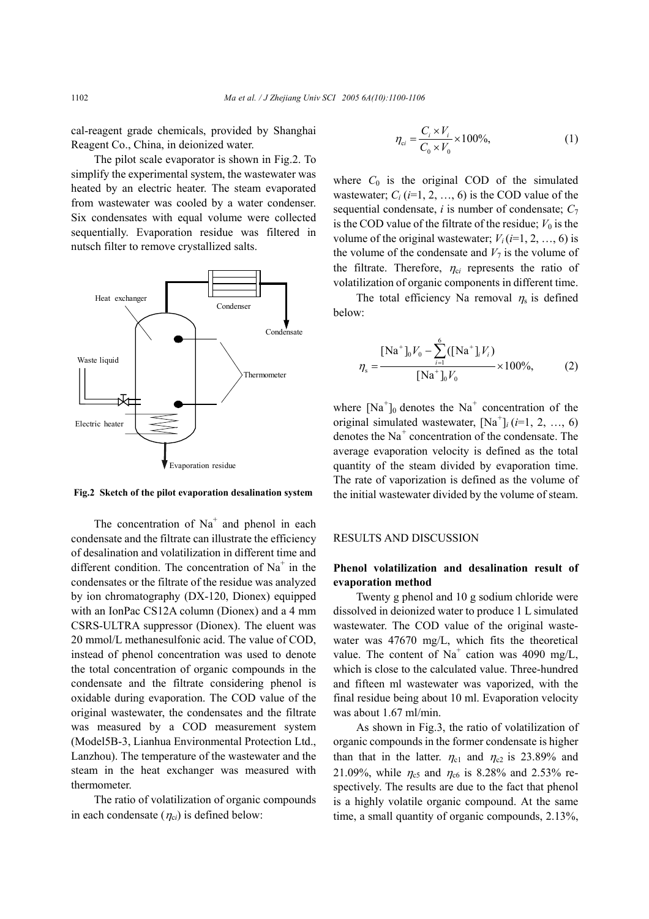cal-reagent grade chemicals, provided by Shanghai Reagent Co., China, in deionized water.

The pilot scale evaporator is shown in Fig.2. To simplify the experimental system, the wastewater was heated by an electric heater. The steam evaporated from wastewater was cooled by a water condenser. Six condensates with equal volume were collected sequentially. Evaporation residue was filtered in nutsch filter to remove crystallized salts.

**Fig.2 Sketch of the pilot evaporation desalination system**

The concentration of $Na^+$ and phenol in each condensate and the filtrate can illustrate the efficiency of desalination and volatilization in different time and different condition. The concentration of $Na^+$ in the condensates or the filtrate of the residue was analyzed by ion chromatography (DX-120, Dionex) equipped with an IonPac CS12A column (Dionex) and a 4 mm CSRS-ULTRA suppressor (Dionex). The eluent was 20 mmol/L methanesulfonic acid. The value of COD, instead of phenol concentration was used to denote the total concentration of organic compounds in the condensate and the filtrate considering phenol is oxidable during evaporation. The COD value of the original wastewater, the condensates and the filtrate was measured by a COD measurement system (Model5B-3, Lianhua Environmental Protection Ltd., Lanzhou). The temperature of the wastewater and the steam in the heat exchanger was measured with thermometer.

The ratio of volatilization of organic compounds in each condensate ($\eta_{ci}$) is defined below:

$$\eta_{ci} = \frac{C_i \times V_i}{C_0 \times V_0} \times 100\%, \tag{1}$$

where $C_0$ is the original COD of the simulated wastewater; $C_i$ ($i$=1, 2, …, 6) is the COD value of the sequential condensate, $i$ is number of condensate; $C_7$ is the COD value of the filtrate of the residue; $V_0$ is the volume of the original wastewater; $V_i$ ($i$=1, 2, …, 6) is the volume of the condensate and $V_7$ is the volume of the filtrate. Therefore, $\eta_{ci}$ represents the ratio of volatilization of organic components in different time.

The total efficiency Na removal $\eta_s$ is defined below:

$$\eta_s = \frac{[\mathrm{Na}^+]_0 V_0 - \sum_{i=1}^{6}([\mathrm{Na}^+]_i V_i)}{[\mathrm{Na}^+]_0 V_0} \times 100\%, \tag{2}$$

where $[Na^+]_0$ denotes the $Na^+$ concentration of the original simulated wastewater, $[Na^+]_i$ ($i$=1, 2, …, 6) denotes the $Na^+$ concentration of the condensate. The average evaporation velocity is defined as the total quantity of the steam divided by evaporation time. The rate of vaporization is defined as the volume of the initial wastewater divided by the volume of steam.

## RESULTS AND DISCUSSION

### Phenol volatilization and desalination result of evaporation method

Twenty g phenol and 10 g sodium chloride were dissolved in deionized water to produce 1 L simulated wastewater. The COD value of the original wastewater was 47670 mg/L, which fits the theoretical value. The content of $Na^+$ cation was 4090 mg/L, which is close to the calculated value. Three-hundred and fifteen ml wastewater was vaporized, with the final residue being about 10 ml. Evaporation velocity was about 1.67 ml/min.

As shown in Fig.3, the ratio of volatilization of organic compounds in the former condensate is higher than that in the latter. $\eta_{c1}$ and $\eta_{c2}$ is 23.89% and 21.09%, while $\eta_{c5}$ and $\eta_{c6}$ is 8.28% and 2.53% respectively. The results are due to the fact that phenol is a highly volatile organic compound. At the same time, a small quantity of organic compounds, 2.13%,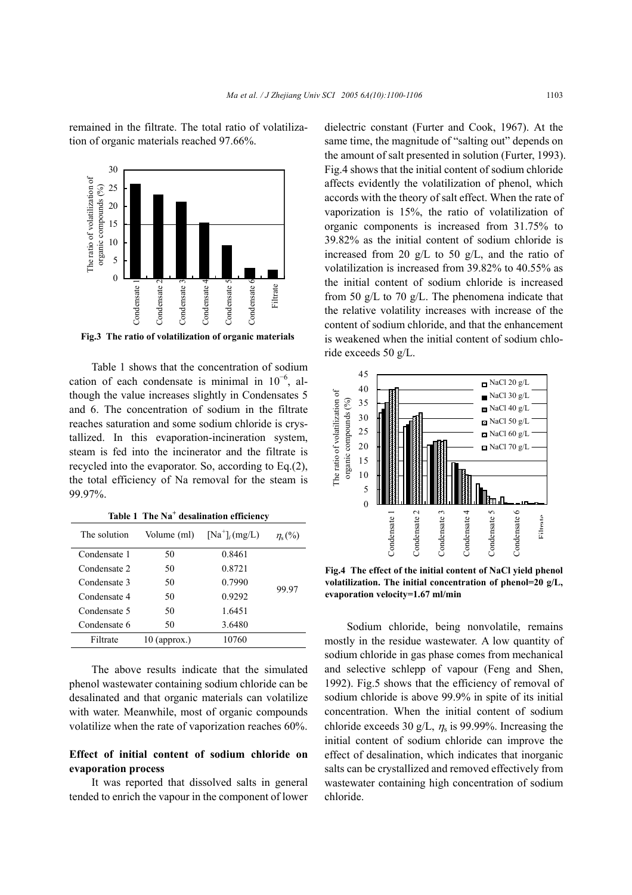remained in the filtrate. The total ratio of volatilization of organic materials reached 97.66%.

**Fig.3 The ratio of volatilization of organic materials**

Table 1 shows that the concentration of sodium cation of each condensate is minimal in $10^{-6}$, although the value increases slightly in Condensates 5 and 6. The concentration of sodium in the filtrate reaches saturation and some sodium chloride is crystallized. In this evaporation-incineration system, steam is fed into the incinerator and the filtrate is recycled into the evaporator. So, according to Eq.(2), the total efficiency of Na removal for the steam is 99.97%.

**Table 1 The $Na^+$ desalination efficiency**

| The solution | Volume (ml) | $[Na^+]_i$ (mg/L) | $\eta_s$ (%) |
|---|---|---|---|
| Condensate 1 | 50 | 0.8461 | |
| Condensate 2 | 50 | 0.8721 | |
| Condensate 3 | 50 | 0.7990 | |
| Condensate 4 | 50 | 0.9292 | 99.97 |
| Condensate 5 | 50 | 1.6451 | |
| Condensate 6 | 50 | 3.6480 | |
| Filtrate | 10 (approx.) | 10760 | |

The above results indicate that the simulated phenol wastewater containing sodium chloride can be desalinated and that organic materials can volatilize with water. Meanwhile, most of organic compounds volatilize when the rate of vaporization reaches 60%.

## Effect of initial content of sodium chloride on evaporation process

It was reported that dissolved salts in general tended to enrich the vapour in the component of lower dielectric constant (Furter and Cook, 1967). At the same time, the magnitude of "salting out" depends on the amount of salt presented in solution (Furter, 1993). Fig.4 shows that the initial content of sodium chloride affects evidently the volatilization of phenol, which accords with the theory of salt effect. When the rate of vaporization is 15%, the ratio of volatilization of organic components is increased from 31.75% to 39.82% as the initial content of sodium chloride is increased from 20 g/L to 50 g/L, and the ratio of volatilization is increased from 39.82% to 40.55% as the initial content of sodium chloride is increased from 50 g/L to 70 g/L. The phenomena indicate that the relative volatility increases with increase of the content of sodium chloride, and that the enhancement is weakened when the initial content of sodium chloride exceeds 50 g/L.

**Fig.4 The effect of the initial content of NaCl yield phenol volatilization. The initial concentration of phenol=20 g/L, evaporation velocity=1.67 ml/min**

Sodium chloride, being nonvolatile, remains mostly in the residue wastewater. A low quantity of sodium chloride in gas phase comes from mechanical and selective schlepp of vapour (Feng and Shen, 1992). Fig.5 shows that the efficiency of removal of sodium chloride is above 99.9% in spite of its initial concentration. When the initial content of sodium chloride exceeds 30 g/L, $\eta_s$ is 99.99%. Increasing the initial content of sodium chloride can improve the effect of desalination, which indicates that inorganic salts can be crystallized and removed effectively from wastewater containing high concentration of sodium chloride.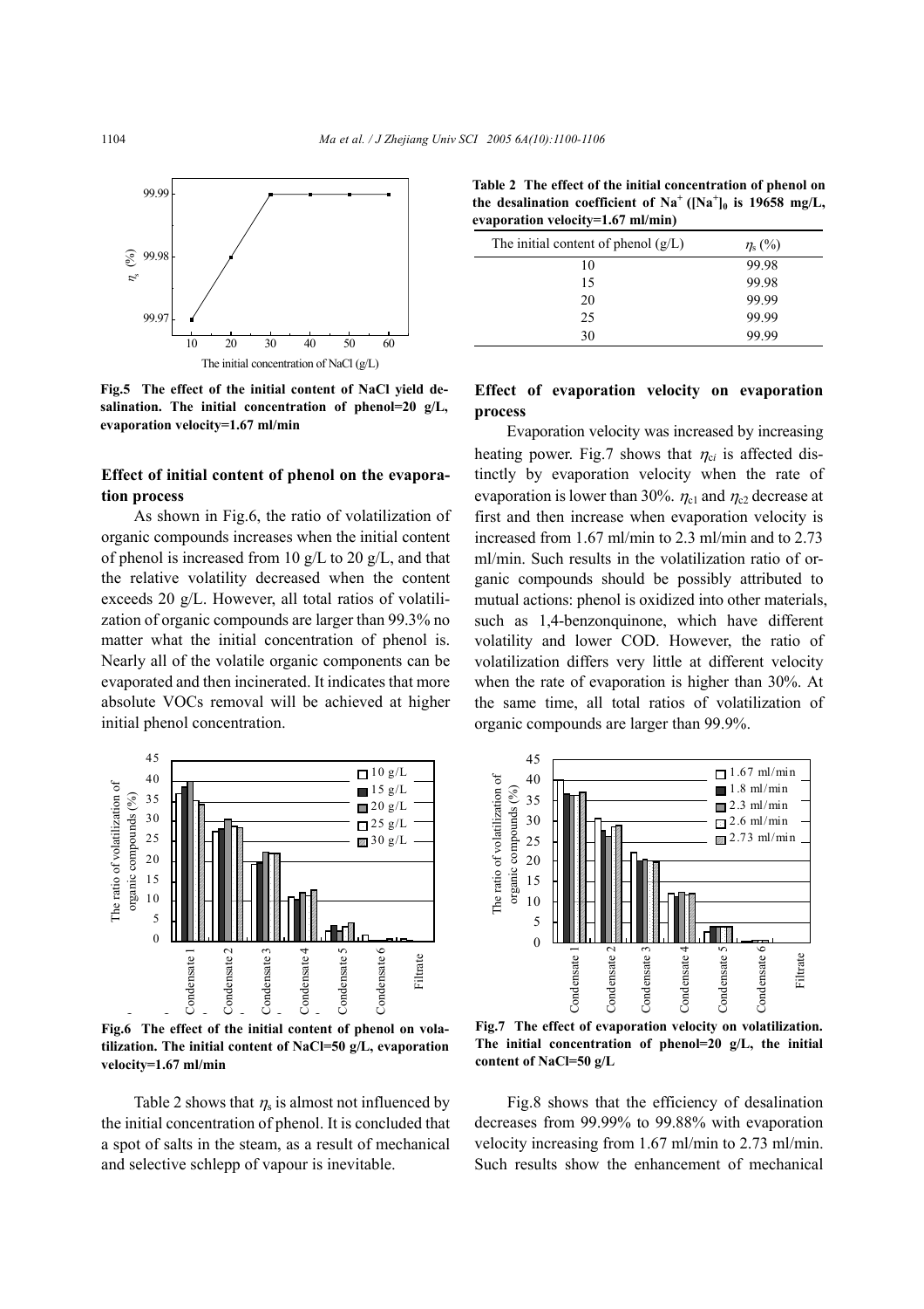Fig.5 The effect of the initial content of NaCl yield desalination. The initial concentration of phenol=20 g/L, evaporation velocity=1.67 ml/min

### Effect of initial content of phenol on the evaporation process

As shown in Fig.6, the ratio of volatilization of organic compounds increases when the initial content of phenol is increased from 10 g/L to 20 g/L, and that the relative volatility decreased when the content exceeds 20 g/L. However, all total ratios of volatilization of organic compounds are larger than 99.3% no matter what the initial concentration of phenol is. Nearly all of the volatile organic components can be evaporated and then incinerated. It indicates that more absolute VOCs removal will be achieved at higher initial phenol concentration.

Fig.6 The effect of the initial content of phenol on volatilization. The initial content of NaCl=50 g/L, evaporation velocity=1.67 ml/min

Table 2 shows that $\eta_s$ is almost not influenced by the initial concentration of phenol. It is concluded that a spot of salts in the steam, as a result of mechanical and selective schlepp of vapour is inevitable.

**Table 2 The effect of the initial concentration of phenol on the desalination coefficient of $Na^+$ ($[Na^+]_0$ is 19658 mg/L, evaporation velocity=1.67 ml/min)**

| The initial content of phenol (g/L) | $\eta_s$ (%) |
|---|---|
| 10 | 99.98 |
| 15 | 99.98 |
| 20 | 99.99 |
| 25 | 99.99 |
| 30 | 99.99 |

### Effect of evaporation velocity on evaporation process

Evaporation velocity was increased by increasing heating power. Fig.7 shows that $\eta_{ci}$ is affected distinctly by evaporation velocity when the rate of evaporation is lower than 30%. $\eta_{c1}$ and $\eta_{c2}$ decrease at first and then increase when evaporation velocity is increased from 1.67 ml/min to 2.3 ml/min and to 2.73 ml/min. Such results in the volatilization ratio of organic compounds should be possibly attributed to mutual actions: phenol is oxidized into other materials, such as 1,4-benzonquinone, which have different volatility and lower COD. However, the ratio of volatilization differs very little at different velocity when the rate of evaporation is higher than 30%. At the same time, all total ratios of volatilization of organic compounds are larger than 99.9%.

Fig.7 The effect of evaporation velocity on volatilization. The initial concentration of phenol=20 g/L, the initial content of NaCl=50 g/L

Fig.8 shows that the efficiency of desalination decreases from 99.99% to 99.88% with evaporation velocity increasing from 1.67 ml/min to 2.73 ml/min. Such results show the enhancement of mechanical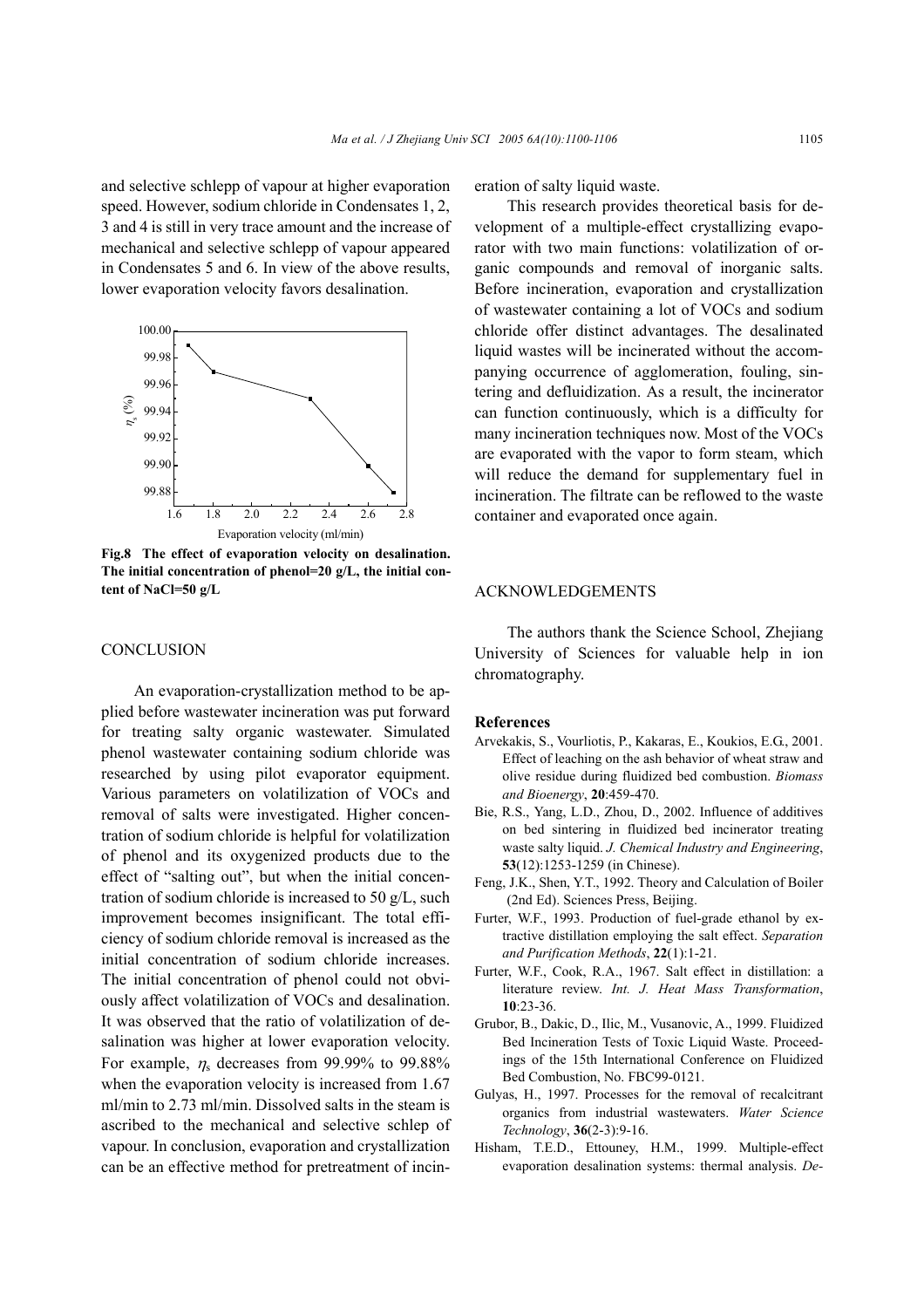and selective schlepp of vapour at higher evaporation speed. However, sodium chloride in Condensates 1, 2, 3 and 4 is still in very trace amount and the increase of mechanical and selective schlepp of vapour appeared in Condensates 5 and 6. In view of the above results, lower evaporation velocity favors desalination.

**Fig.8 The effect of evaporation velocity on desalination. The initial concentration of phenol=20 g/L, the initial content of NaCl=50 g/L**

## CONCLUSION

An evaporation-crystallization method to be applied before wastewater incineration was put forward for treating salty organic wastewater. Simulated phenol wastewater containing sodium chloride was researched by using pilot evaporator equipment. Various parameters on volatilization of VOCs and removal of salts were investigated. Higher concentration of sodium chloride is helpful for volatilization of phenol and its oxygenized products due to the effect of "salting out", but when the initial concentration of sodium chloride is increased to 50 g/L, such improvement becomes insignificant. The total efficiency of sodium chloride removal is increased as the initial concentration of sodium chloride increases. The initial concentration of phenol could not obviously affect volatilization of VOCs and desalination. It was observed that the ratio of volatilization of desalination was higher at lower evaporation velocity. For example, $\eta_s$ decreases from 99.99% to 99.88% when the evaporation velocity is increased from 1.67 ml/min to 2.73 ml/min. Dissolved salts in the steam is ascribed to the mechanical and selective schlep of vapour. In conclusion, evaporation and crystallization can be an effective method for pretreatment of incineration of salty liquid waste.

This research provides theoretical basis for development of a multiple-effect crystallizing evaporator with two main functions: volatilization of organic compounds and removal of inorganic salts. Before incineration, evaporation and crystallization of wastewater containing a lot of VOCs and sodium chloride offer distinct advantages. The desalinated liquid wastes will be incinerated without the accompanying occurrence of agglomeration, fouling, sintering and defluidization. As a result, the incinerator can function continuously, which is a difficulty for many incineration techniques now. Most of the VOCs are evaporated with the vapor to form steam, which will reduce the demand for supplementary fuel in incineration. The filtrate can be reflowed to the waste container and evaporated once again.

## ACKNOWLEDGEMENTS

The authors thank the Science School, Zhejiang University of Sciences for valuable help in ion chromatography.

## References

Arvekakis, S., Vourliotis, P., Kakaras, E., Koukios, E.G., 2001. Effect of leaching on the ash behavior of wheat straw and olive residue during fluidized bed combustion. *Biomass and Bioenergy*, **20**:459-470.

Bie, R.S., Yang, L.D., Zhou, D., 2002. Influence of additives on bed sintering in fluidized bed incinerator treating waste salty liquid. *J. Chemical Industry and Engineering*, **53**(12):1253-1259 (in Chinese).

Feng, J.K., Shen, Y.T., 1992. Theory and Calculation of Boiler (2nd Ed). Sciences Press, Beijing.

Furter, W.F., 1993. Production of fuel-grade ethanol by extractive distillation employing the salt effect. *Separation and Purification Methods*, **22**(1):1-21.

Furter, W.F., Cook, R.A., 1967. Salt effect in distillation: a literature review. *Int. J. Heat Mass Transformation*, **10**:23-36.

Grubor, B., Dakic, D., Ilic, M., Vusanovic, A., 1999. Fluidized Bed Incineration Tests of Toxic Liquid Waste. Proceedings of the 15th International Conference on Fluidized Bed Combustion, No. FBC99-0121.

Gulyas, H., 1997. Processes for the removal of recalcitrant organics from industrial wastewaters. *Water Science Technology*, **36**(2-3):9-16.

Hisham, T.E.D., Ettouney, H.M., 1999. Multiple-effect evaporation desalination systems: thermal analysis. *De-*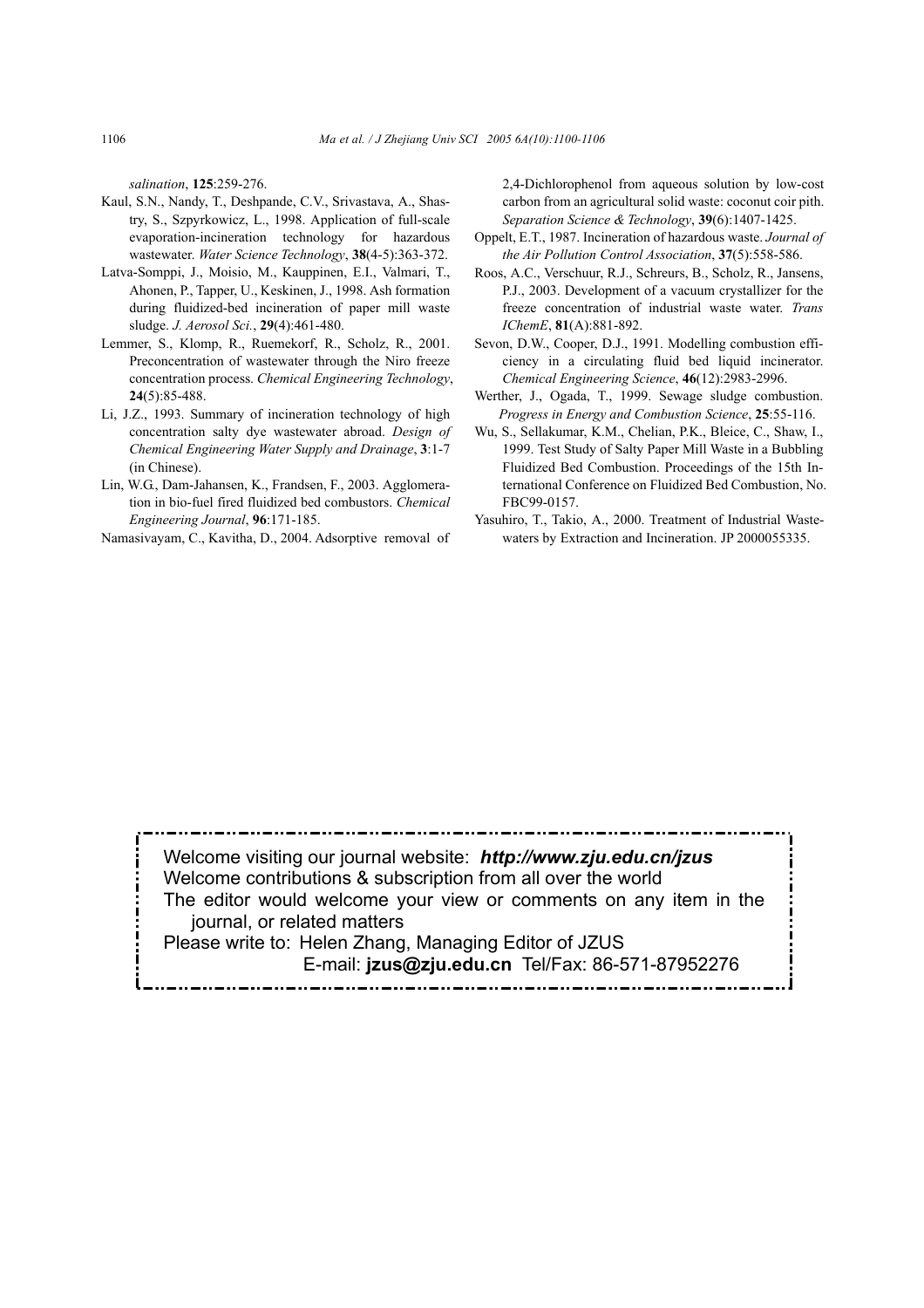*salination*, **125**:259-276.

Kaul, S.N., Nandy, T., Deshpande, C.V., Srivastava, A., Shastry, S., Szpyrkowicz, L., 1998. Application of full-scale evaporation-incineration technology for hazardous wastewater. *Water Science Technology*, **38**(4-5):363-372.

Latva-Somppi, J., Moisio, M., Kauppinen, E.I., Valmari, T., Ahonen, P., Tapper, U., Keskinen, J., 1998. Ash formation during fluidized-bed incineration of paper mill waste sludge. *J. Aerosol Sci.*, **29**(4):461-480.

Lemmer, S., Klomp, R., Ruemekorf, R., Scholz, R., 2001. Preconcentration of wastewater through the Niro freeze concentration process. *Chemical Engineering Technology*, **24**(5):85-488.

Li, J.Z., 1993. Summary of incineration technology of high concentration salty dye wastewater abroad. *Design of Chemical Engineering Water Supply and Drainage*, **3**:1-7 (in Chinese).

Lin, W.G., Dam-Jahansen, K., Frandsen, F., 2003. Agglomeration in bio-fuel fired fluidized bed combustors. *Chemical Engineering Journal*, **96**:171-185.

Namasivayam, C., Kavitha, D., 2004. Adsorptive removal of 2,4-Dichlorophenol from aqueous solution by low-cost carbon from an agricultural solid waste: coconut coir pith. *Separation Science & Technology*, **39**(6):1407-1425.

Oppelt, E.T., 1987. Incineration of hazardous waste. *Journal of the Air Pollution Control Association*, **37**(5):558-586.

Roos, A.C., Verschuur, R.J., Schreurs, B., Scholz, R., Jansens, P.J., 2003. Development of a vacuum crystallizer for the freeze concentration of industrial waste water. *Trans IChemE*, **81**(A):881-892.

Sevon, D.W., Cooper, D.J., 1991. Modelling combustion efficiency in a circulating fluid bed liquid incinerator. *Chemical Engineering Science*, **46**(12):2983-2996.

Werther, J., Ogada, T., 1999. Sewage sludge combustion. *Progress in Energy and Combustion Science*, **25**:55-116.

Wu, S., Sellakumar, K.M., Chelian, P.K., Bleice, C., Shaw, I., 1999. Test Study of Salty Paper Mill Waste in a Bubbling Fluidized Bed Combustion. Proceedings of the 15th International Conference on Fluidized Bed Combustion, No. FBC99-0157.

Yasuhiro, T., Takio, A., 2000. Treatment of Industrial Wastewaters by Extraction and Incineration. JP 2000055335.

Welcome visiting our journal website: ***http://www.zju.edu.cn/jzus***
Welcome contributions & subscription from all over the world
The editor would welcome your view or comments on any item in the journal, or related matters
Please write to: Helen Zhang, Managing Editor of JZUS
E-mail: **jzus@zju.edu.cn** Tel/Fax: 86-571-87952276